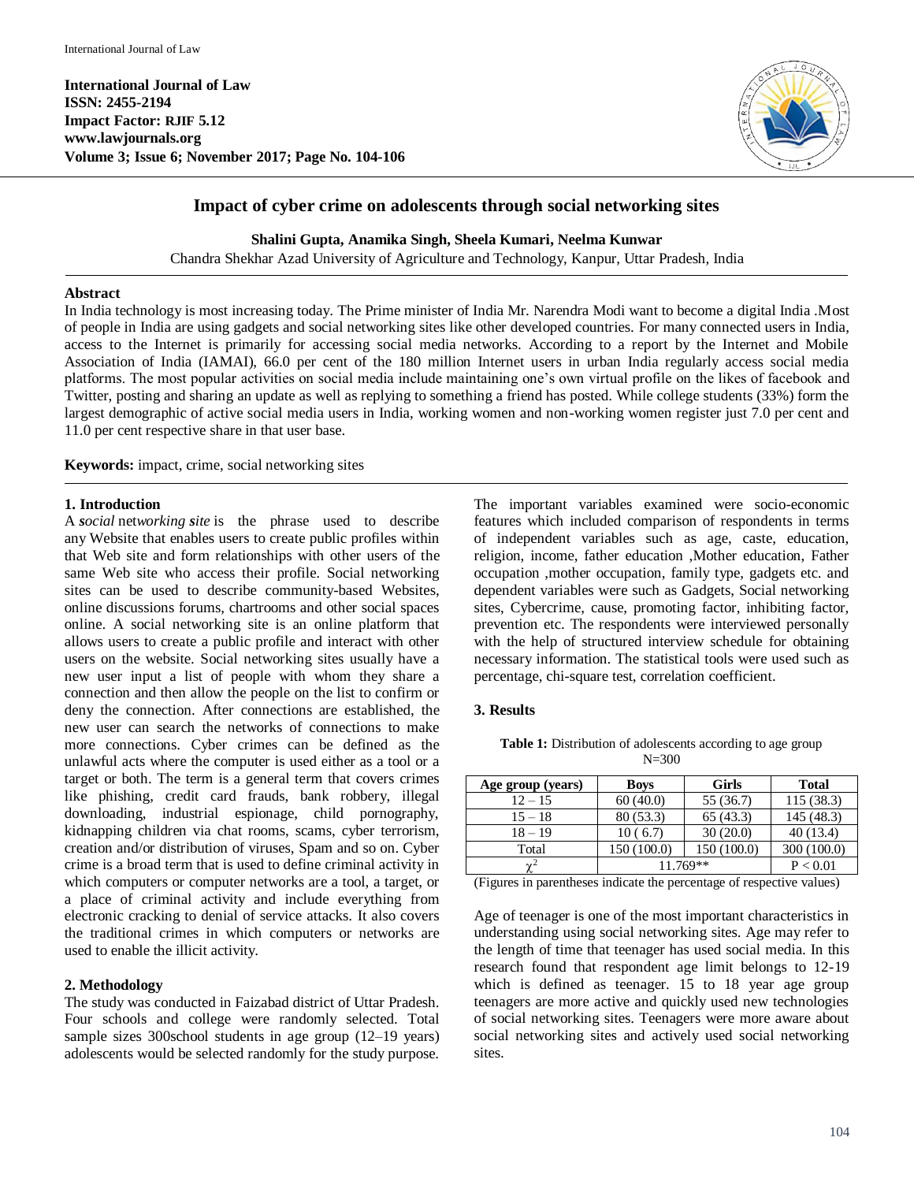# Impact of cyber crime on adolescents through social networking sites

**Shalini Gupta, Anamika Singh, Sheela Kumari, Neelma Kunwar**

Chandra Shekhar Azad University of Agriculture and Technology, Kanpur, Uttar Pradesh, India

## Abstract

In India technology is most increasing today. The Prime minister of India Mr. Narendra Modi want to become a digital India .Most of people in India are using gadgets and social networking sites like other developed countries. For many connected users in India, access to the Internet is primarily for accessing social media networks. According to a report by the Internet and Mobile Association of India (IAMAI), 66.0 per cent of the 180 million Internet users in urban India regularly access social media platforms. The most popular activities on social media include maintaining one's own virtual profile on the likes of facebook and Twitter, posting and sharing an update as well as replying to something a friend has posted. While college students (33%) form the largest demographic of active social media users in India, working women and non-working women register just 7.0 per cent and 11.0 per cent respective share in that user base.

**Keywords:** impact, crime, social networking sites

## 1. Introduction

A ***s****ocial* n*etworking* ***s****ite* is the phrase used to describe any Website that enables users to create public profiles within that Web site and form relationships with other users of the same Web site who access their profile. Social networking sites can be used to describe community-based Websites, online discussions forums, chartrooms and other social spaces online. A social networking site is an online platform that allows users to create a public profile and interact with other users on the website. Social networking sites usually have a new user input a list of people with whom they share a connection and then allow the people on the list to confirm or deny the connection. After connections are established, the new user can search the networks of connections to make more connections. Cyber crimes can be defined as the unlawful acts where the computer is used either as a tool or a target or both. The term is a general term that covers crimes like phishing, credit card frauds, bank robbery, illegal downloading, industrial espionage, child pornography, kidnapping children via chat rooms, scams, cyber terrorism, creation and/or distribution of viruses, Spam and so on. Cyber crime is a broad term that is used to define criminal activity in which computers or computer networks are a tool, a target, or a place of criminal activity and include everything from electronic cracking to denial of service attacks. It also covers the traditional crimes in which computers or networks are used to enable the illicit activity.

## 2. Methodology

The study was conducted in Faizabad district of Uttar Pradesh. Four schools and college were randomly selected. Total sample sizes 300school students in age group (12–19 years) adolescents would be selected randomly for the study purpose. The important variables examined were socio-economic features which included comparison of respondents in terms of independent variables such as age, caste, education, religion, income, father education ,Mother education, Father occupation ,mother occupation, family type, gadgets etc. and dependent variables were such as Gadgets, Social networking sites, Cybercrime, cause, promoting factor, inhibiting factor, prevention etc. The respondents were interviewed personally with the help of structured interview schedule for obtaining necessary information. The statistical tools were used such as percentage, chi-square test, correlation coefficient.

## 3. Results

**Table 1:** Distribution of adolescents according to age group
N=300

| Age group (years) | Boys | Girls | Total |
|---|---|---|---|
| 12 – 15 | 60 (40.0) | 55 (36.7) | 115 (38.3) |
| 15 – 18 | 80 (53.3) | 65 (43.3) | 145 (48.3) |
| 18 – 19 | 10 ( 6.7) | 30 (20.0) | 40 (13.4) |
| Total | 150 (100.0) | 150 (100.0) | 300 (100.0) |
| $\chi^2$ | 11.769** | | $P < 0.01$ |

(Figures in parentheses indicate the percentage of respective values)

Age of teenager is one of the most important characteristics in understanding using social networking sites. Age may refer to the length of time that teenager has used social media. In this research found that respondent age limit belongs to 12-19 which is defined as teenager. 15 to 18 year age group teenagers are more active and quickly used new technologies of social networking sites. Teenagers were more aware about social networking sites and actively used social networking sites.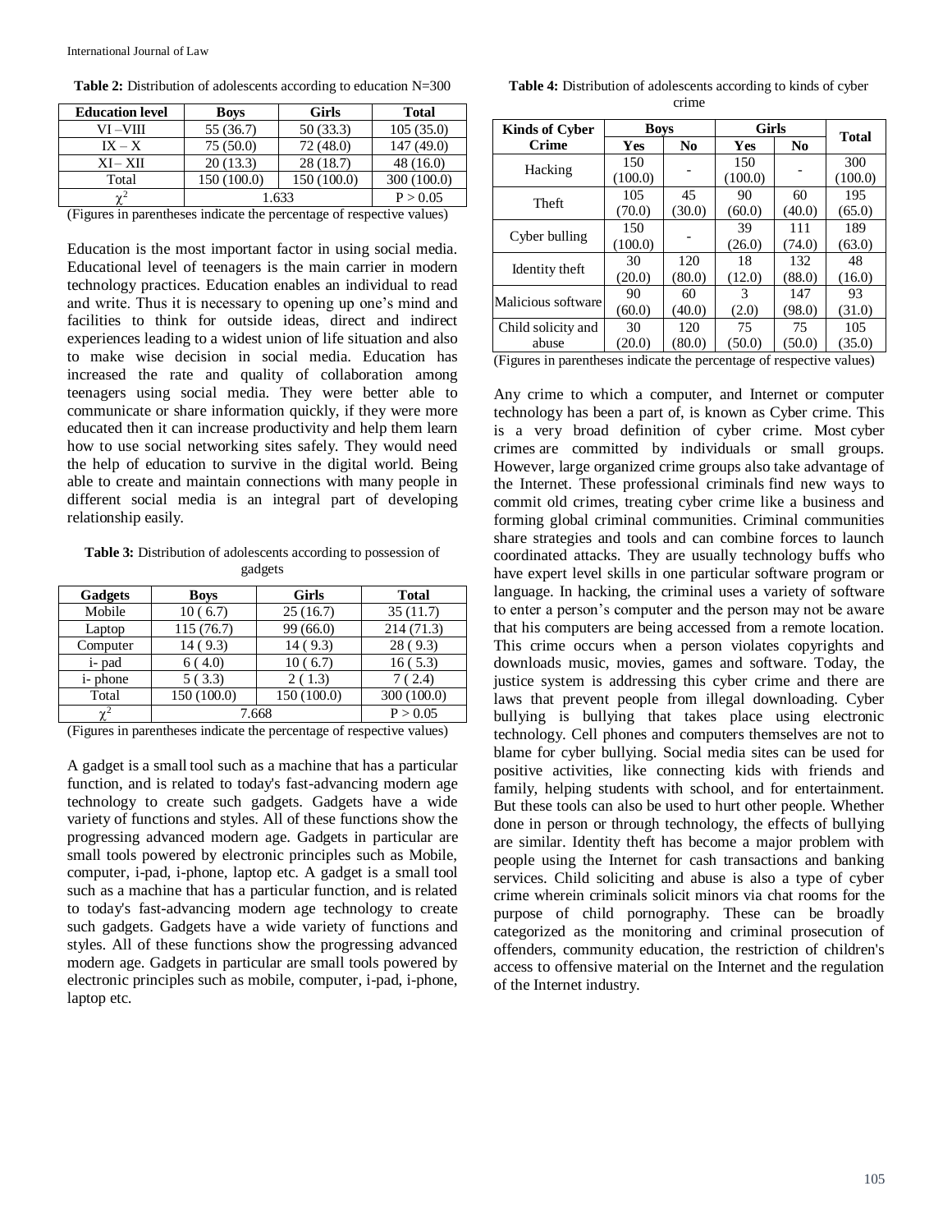**Table 2:** Distribution of adolescents according to education N=300

| Education level | Boys | Girls | Total |
|---|---|---|---|
| VI –VIII | 55 (36.7) | 50 (33.3) | 105 (35.0) |
| IX – X | 75 (50.0) | 72 (48.0) | 147 (49.0) |
| XI – XII | 20 (13.3) | 28 (18.7) | 48 (16.0) |
| Total | 150 (100.0) | 150 (100.0) | 300 (100.0) |
| $\chi^2$ | 1.633 | | P > 0.05 |

(Figures in parentheses indicate the percentage of respective values)

Education is the most important factor in using social media. Educational level of teenagers is the main carrier in modern technology practices. Education enables an individual to read and write. Thus it is necessary to opening up one's mind and facilities to think for outside ideas, direct and indirect experiences leading to a widest union of life situation and also to make wise decision in social media. Education has increased the rate and quality of collaboration among teenagers using social media. They were better able to communicate or share information quickly, if they were more educated then it can increase productivity and help them learn how to use social networking sites safely. They would need the help of education to survive in the digital world. Being able to create and maintain connections with many people in different social media is an integral part of developing relationship easily.

**Table 3:** Distribution of adolescents according to possession of gadgets

| Gadgets | Boys | Girls | Total |
|---|---|---|---|
| Mobile | 10 ( 6.7) | 25 (16.7) | 35 (11.7) |
| Laptop | 115 (76.7) | 99 (66.0) | 214 (71.3) |
| Computer | 14 ( 9.3) | 14 ( 9.3) | 28 ( 9.3) |
| i- pad | 6 ( 4.0) | 10 ( 6.7) | 16 ( 5.3) |
| i- phone | 5 ( 3.3) | 2 ( 1.3) | 7 ( 2.4) |
| Total | 150 (100.0) | 150 (100.0) | 300 (100.0) |
| $\chi^2$ | 7.668 | | P > 0.05 |

(Figures in parentheses indicate the percentage of respective values)

A gadget is a small tool such as a machine that has a particular function, and is related to today's fast-advancing modern age technology to create such gadgets. Gadgets have a wide variety of functions and styles. All of these functions show the progressing advanced modern age. Gadgets in particular are small tools powered by electronic principles such as Mobile, computer, i-pad, i-phone, laptop etc. A gadget is a small tool such as a machine that has a particular function, and is related to today's fast-advancing modern age technology to create such gadgets. Gadgets have a wide variety of functions and styles. All of these functions show the progressing advanced modern age. Gadgets in particular are small tools powered by electronic principles such as mobile, computer, i-pad, i-phone, laptop etc.

**Table 4:** Distribution of adolescents according to kinds of cyber crime

| Kinds of Cyber Crime | Boys | | Girls | | Total |
|---|---|---|---|---|---|
| | Yes | No | Yes | No | |
| Hacking | 150 (100.0) | - | 150 (100.0) | - | 300 (100.0) |
| Theft | 105 (70.0) | 45 (30.0) | 90 (60.0) | 60 (40.0) | 195 (65.0) |
| Cyber bulling | 150 (100.0) | - | 39 (26.0) | 111 (74.0) | 189 (63.0) |
| Identity theft | 30 (20.0) | 120 (80.0) | 18 (12.0) | 132 (88.0) | 48 (16.0) |
| Malicious software | 90 (60.0) | 60 (40.0) | 3 (2.0) | 147 (98.0) | 93 (31.0) |
| Child solicity and abuse | 30 (20.0) | 120 (80.0) | 75 (50.0) | 75 (50.0) | 105 (35.0) |

(Figures in parentheses indicate the percentage of respective values)

Any crime to which a computer, and Internet or computer technology has been a part of, is known as Cyber crime. This is a very broad definition of cyber crime. Most cyber crimes are committed by individuals or small groups. However, large organized crime groups also take advantage of the Internet. These professional criminals find new ways to commit old crimes, treating cyber crime like a business and forming global criminal communities. Criminal communities share strategies and tools and can combine forces to launch coordinated attacks. They are usually technology buffs who have expert level skills in one particular software program or language. In hacking, the criminal uses a variety of software to enter a person's computer and the person may not be aware that his computers are being accessed from a remote location. This crime occurs when a person violates copyrights and downloads music, movies, games and software. Today, the justice system is addressing this cyber crime and there are laws that prevent people from illegal downloading. Cyber bullying is bullying that takes place using electronic technology. Cell phones and computers themselves are not to blame for cyber bullying. Social media sites can be used for positive activities, like connecting kids with friends and family, helping students with school, and for entertainment. But these tools can also be used to hurt other people. Whether done in person or through technology, the effects of bullying are similar. Identity theft has become a major problem with people using the Internet for cash transactions and banking services. Child soliciting and abuse is also a type of cyber crime wherein criminals solicit minors via chat rooms for the purpose of child pornography. These can be broadly categorized as the monitoring and criminal prosecution of offenders, community education, the restriction of children's access to offensive material on the Internet and the regulation of the Internet industry.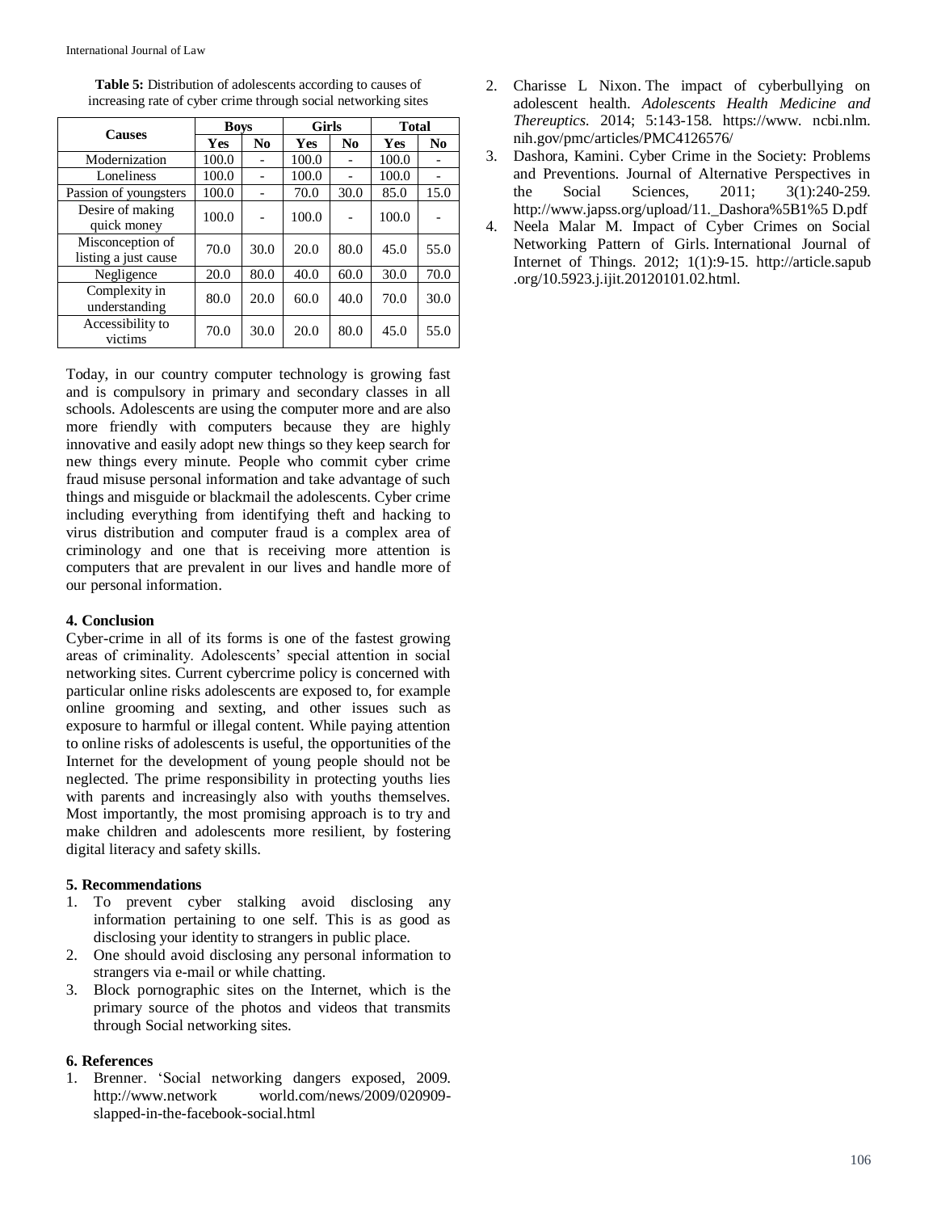**Table 5:** Distribution of adolescents according to causes of increasing rate of cyber crime through social networking sites

| Causes | Boys | | Girls | | Total | |
|---|---|---|---|---|---|---|
| | Yes | No | Yes | No | Yes | No |
| Modernization | 100.0 | - | 100.0 | - | 100.0 | - |
| Loneliness | 100.0 | - | 100.0 | - | 100.0 | - |
| Passion of youngsters | 100.0 | - | 70.0 | 30.0 | 85.0 | 15.0 |
| Desire of making quick money | 100.0 | - | 100.0 | - | 100.0 | - |
| Misconception of listing a just cause | 70.0 | 30.0 | 20.0 | 80.0 | 45.0 | 55.0 |
| Negligence | 20.0 | 80.0 | 40.0 | 60.0 | 30.0 | 70.0 |
| Complexity in understanding | 80.0 | 20.0 | 60.0 | 40.0 | 70.0 | 30.0 |
| Accessibility to victims | 70.0 | 30.0 | 20.0 | 80.0 | 45.0 | 55.0 |

Today, in our country computer technology is growing fast and is compulsory in primary and secondary classes in all schools. Adolescents are using the computer more and are also more friendly with computers because they are highly innovative and easily adopt new things so they keep search for new things every minute. People who commit cyber crime fraud misuse personal information and take advantage of such things and misguide or blackmail the adolescents. Cyber crime including everything from identifying theft and hacking to virus distribution and computer fraud is a complex area of criminology and one that is receiving more attention is computers that are prevalent in our lives and handle more of our personal information.

## 4. Conclusion

Cyber-crime in all of its forms is one of the fastest growing areas of criminality. Adolescents' special attention in social networking sites. Current cybercrime policy is concerned with particular online risks adolescents are exposed to, for example online grooming and sexting, and other issues such as exposure to harmful or illegal content. While paying attention to online risks of adolescents is useful, the opportunities of the Internet for the development of young people should not be neglected. The prime responsibility in protecting youths lies with parents and increasingly also with youths themselves. Most importantly, the most promising approach is to try and make children and adolescents more resilient, by fostering digital literacy and safety skills.

## 5. Recommendations

1. To prevent cyber stalking avoid disclosing any information pertaining to one self. This is as good as disclosing your identity to strangers in public place.
2. One should avoid disclosing any personal information to strangers via e-mail or while chatting.
3. Block pornographic sites on the Internet, which is the primary source of the photos and videos that transmits through Social networking sites.

## 6. References

1. Brenner. 'Social networking dangers exposed, 2009. http://www.network world.com/news/2009/020909-slapped-in-the-facebook-social.html
2. Charisse L Nixon. The impact of cyberbullying on adolescent health. *Adolescents Health Medicine and Thereuptics*. 2014; 5:143-158. https://www. ncbi.nlm. nih.gov/pmc/articles/PMC4126576/
3. Dashora, Kamini. Cyber Crime in the Society: Problems and Preventions. Journal of Alternative Perspectives in the Social Sciences, 2011; 3(1):240-259. http://www.japss.org/upload/11._Dashora%5B1%5 D.pdf
4. Neela Malar M. Impact of Cyber Crimes on Social Networking Pattern of Girls. International Journal of Internet of Things. 2012; 1(1):9-15. http://article.sapub .org/10.5923.j.ijit.20120101.02.html.